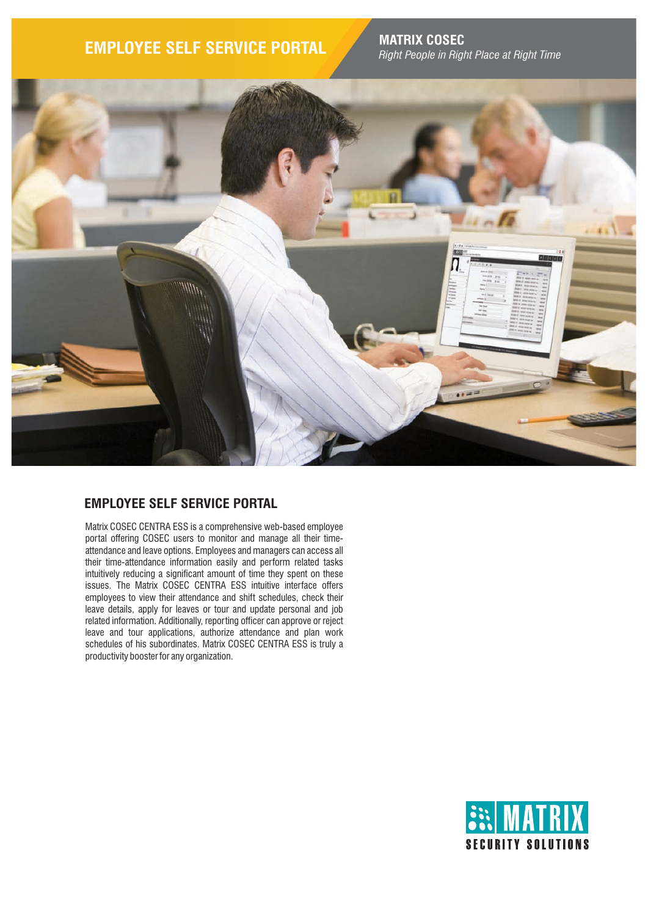# EMPLOYEE SELF SERVICE PORTAL

**MATRIX COSEC**
*Right People in Right Place at Right Time*

## EMPLOYEE SELF SERVICE PORTAL

Matrix COSEC CENTRA ESS is a comprehensive web-based employee portal offering COSEC users to monitor and manage all their time-attendance and leave options. Employees and managers can access all their time-attendance information easily and perform related tasks intuitively reducing a significant amount of time they spent on these issues. The Matrix COSEC CENTRA ESS intuitive interface offers employees to view their attendance and shift schedules, check their leave details, apply for leaves or tour and update personal and job related information. Additionally, reporting officer can approve or reject leave and tour applications, authorize attendance and plan work schedules of his subordinates. Matrix COSEC CENTRA ESS is truly a productivity booster for any organization.

MATRIX
SECURITY SOLUTIONS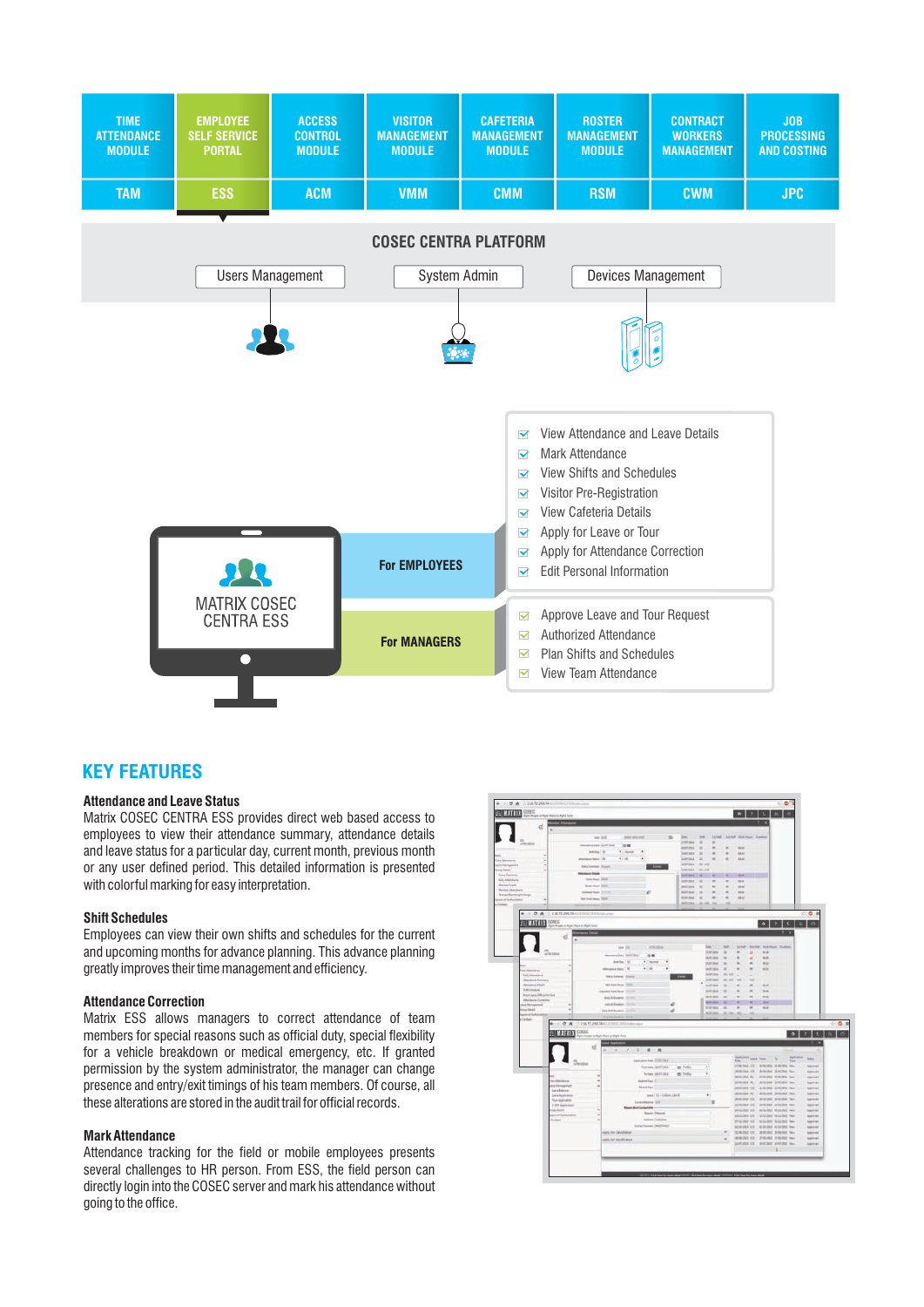| TIME ATTENDANCE MODULE | EMPLOYEE SELF SERVICE PORTAL | ACCESS CONTROL MODULE | VISITOR MANAGEMENT MODULE | CAFETERIA MANAGEMENT MODULE | ROSTER MANAGEMENT MODULE | CONTRACT WORKERS MANAGEMENT | JOB PROCESSING AND COSTING |
|---|---|---|---|---|---|---|---|
| TAM | ESS | ACM | VMM | CMM | RSM | CWM | JPC |

**COSEC CENTRA PLATFORM**

Users Management | System Admin | Devices Management

MATRIX COSEC CENTRA ESS

**For EMPLOYEES**

- View Attendance and Leave Details
- Mark Attendance
- View Shifts and Schedules
- Visitor Pre-Registration
- View Cafeteria Details
- Apply for Leave or Tour
- Apply for Attendance Correction
- Edit Personal Information

**For MANAGERS**

- Approve Leave and Tour Request
- Authorized Attendance
- Plan Shifts and Schedules
- View Team Attendance

## KEY FEATURES

### Attendance and Leave Status

Matrix COSEC CENTRA ESS provides direct web based access to employees to view their attendance summary, attendance details and leave status for a particular day, current month, previous month or any user defined period. This detailed information is presented with colorful marking for easy interpretation.

### Shift Schedules

Employees can view their own shifts and schedules for the current and upcoming months for advance planning. This advance planning greatly improves their time management and efficiency.

### Attendance Correction

Matrix ESS allows managers to correct attendance of team members for special reasons such as official duty, special flexibility for a vehicle breakdown or medical emergency, etc. If granted permission by the system administrator, the manager can change presence and entry/exit timings of his team members. Of course, all these alterations are stored in the audit trail for official records.

### Mark Attendance

Attendance tracking for the field or mobile employees presents several challenges to HR person. From ESS, the field person can directly login into the COSEC server and mark his attendance without going to the office.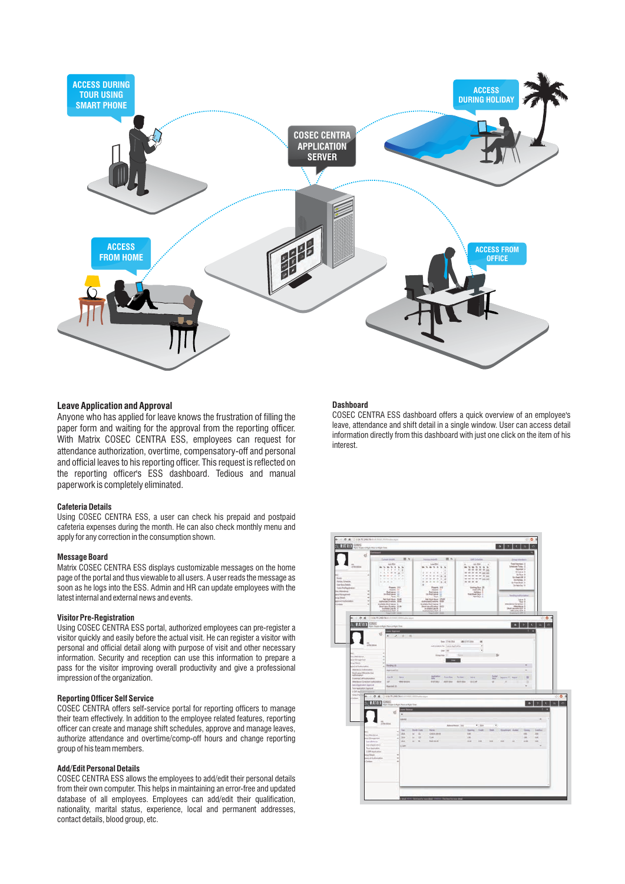### Leave Application and Approval

Anyone who has applied for leave knows the frustration of filling the paper form and waiting for the approval from the reporting officer. With Matrix COSEC CENTRA ESS, employees can request for attendance authorization, overtime, compensatory-off and personal and official leaves to his reporting officer. This request is reflected on the reporting officer's ESS dashboard. Tedious and manual paperwork is completely eliminated.

### Cafeteria Details

Using COSEC CENTRA ESS, a user can check his prepaid and postpaid cafeteria expenses during the month. He can also check monthly menu and apply for any correction in the consumption shown.

### Message Board

Matrix COSEC CENTRA ESS displays customizable messages on the home page of the portal and thus viewable to all users. A user reads the message as soon as he logs into the ESS. Admin and HR can update employees with the latest internal and external news and events.

### Visitor Pre-Registration

Using COSEC CENTRA ESS portal, authorized employees can pre-register a visitor quickly and easily before the actual visit. He can register a visitor with personal and official detail along with purpose of visit and other necessary information. Security and reception can use this information to prepare a pass for the visitor improving overall productivity and give a professional impression of the organization.

### Reporting Officer Self Service

COSEC CENTRA offers self-service portal for reporting officers to manage their team effectively. In addition to the employee related features, reporting officer can create and manage shift schedules, approve and manage leaves, authorize attendance and overtime/comp-off hours and change reporting group of his team members.

### Add/Edit Personal Details

COSEC CENTRA ESS allows the employees to add/edit their personal details from their own computer. This helps in maintaining an error-free and updated database of all employees. Employees can add/edit their qualification, nationality, marital status, experience, local and permanent addresses, contact details, blood group, etc.

### Dashboard

COSEC CENTRA ESS dashboard offers a quick overview of an employee's leave, attendance and shift detail in a single window. User can access detail information directly from this dashboard with just one click on the item of his interest.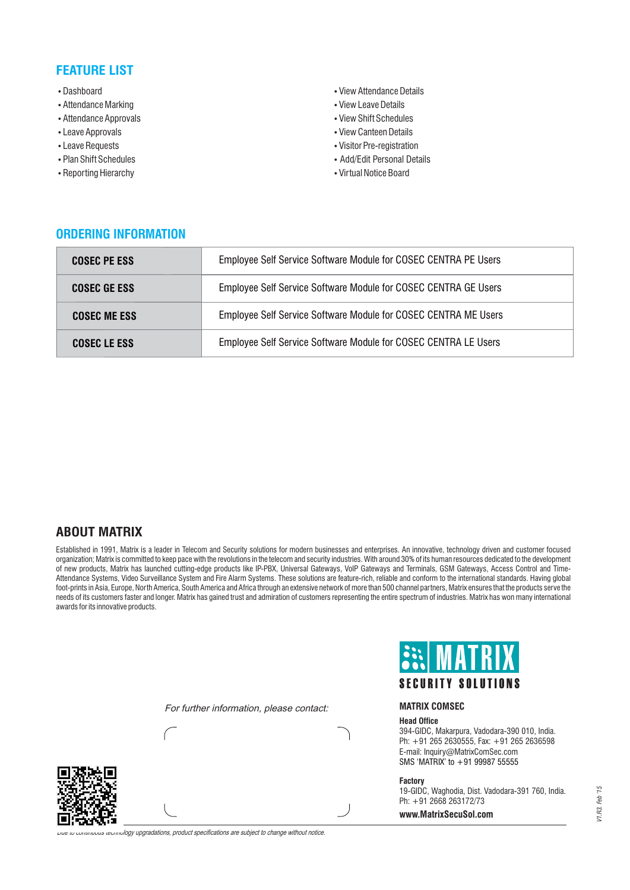## FEATURE LIST

- Dashboard
- Attendance Marking
- Attendance Approvals
- Leave Approvals
- Leave Requests
- Plan Shift Schedules
- Reporting Hierarchy
- View Attendance Details
- View Leave Details
- View Shift Schedules
- View Canteen Details
- Visitor Pre-registration
- Add/Edit Personal Details
- Virtual Notice Board

## ORDERING INFORMATION

| | |
|---|---|
| **COSEC PE ESS** | Employee Self Service Software Module for COSEC CENTRA PE Users |
| **COSEC GE ESS** | Employee Self Service Software Module for COSEC CENTRA GE Users |
| **COSEC ME ESS** | Employee Self Service Software Module for COSEC CENTRA ME Users |
| **COSEC LE ESS** | Employee Self Service Software Module for COSEC CENTRA LE Users |

## ABOUT MATRIX

Established in 1991, Matrix is a leader in Telecom and Security solutions for modern businesses and enterprises. An innovative, technology driven and customer focused organization; Matrix is committed to keep pace with the revolutions in the telecom and security industries. With around 30% of its human resources dedicated to the development of new products, Matrix has launched cutting-edge products like IP-PBX, Universal Gateways, VoIP Gateways and Terminals, GSM Gateways, Access Control and Time-Attendance Systems, Video Surveillance System and Fire Alarm Systems. These solutions are feature-rich, reliable and conform to the international standards. Having global foot-prints in Asia, Europe, North America, South America and Africa through an extensive network of more than 500 channel partners, Matrix ensures that the products serve the needs of its customers faster and longer. Matrix has gained trust and admiration of customers representing the entire spectrum of industries. Matrix has won many international awards for its innovative products.

*For further information, please contact:*

MATRIX
SECURITY SOLUTIONS

**MATRIX COMSEC**

**Head Office**
394-GIDC, Makarpura, Vadodara-390 010, India.
Ph: +91 265 2630555, Fax: +91 265 2636598
E-mail: Inquiry@MatrixComSec.com
SMS 'MATRIX' to +91 99987 55555

**Factory**
19-GIDC, Waghodia, Dist. Vadodara-391 760, India.
Ph: +91 2668 263172/73

**www.MatrixSecuSol.com**

*Due to continuous technology upgradations, product specifications are subject to change without notice.*

V1.R3. Feb 15